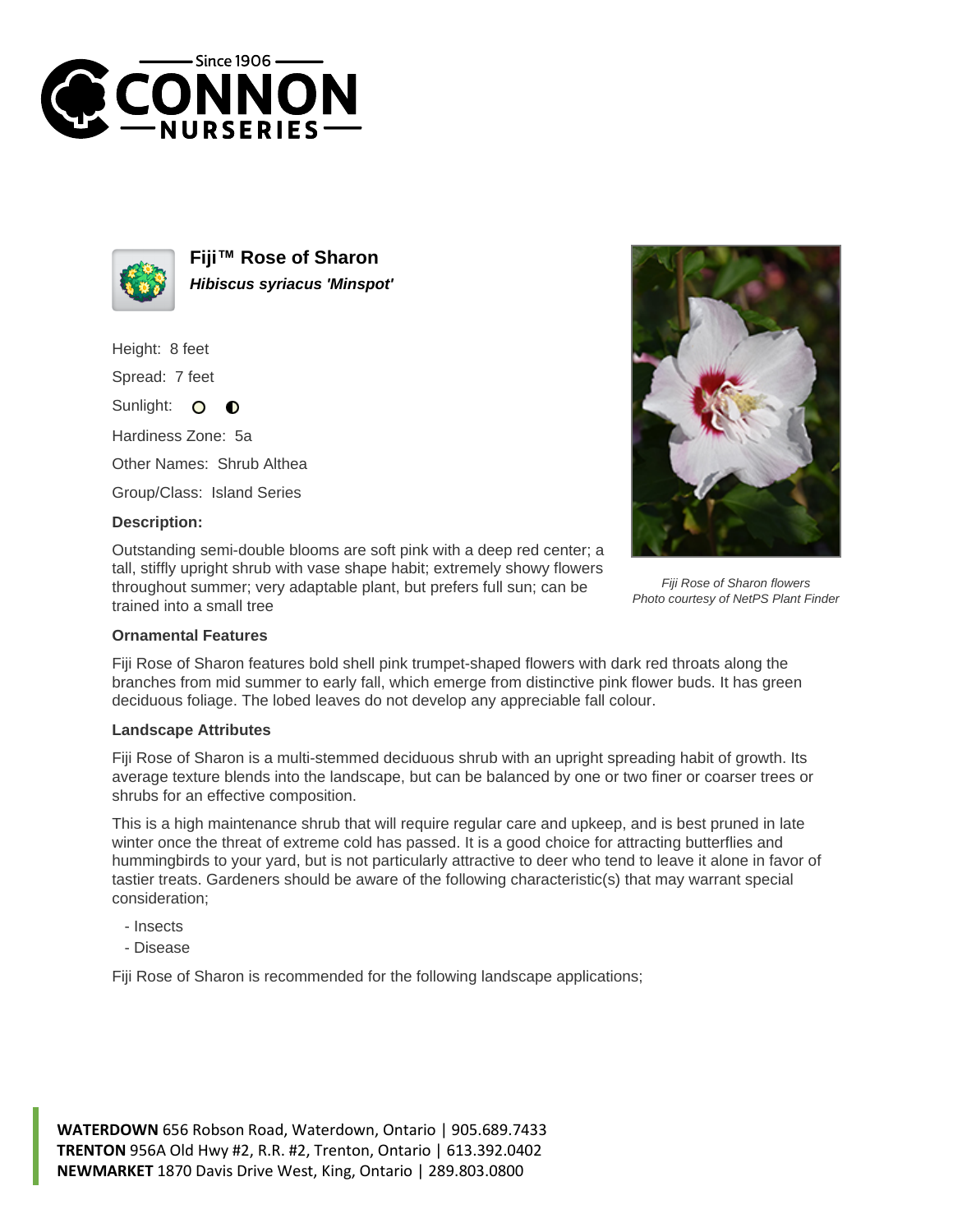# Fiji™ Rose of Sharon

***Hibiscus syriacus 'Minspot'***

Height: 8 feet

Spread: 7 feet

Sunlight:

Hardiness Zone: 5a

Other Names: Shrub Althea

Group/Class: Island Series

**Description:**

Outstanding semi-double blooms are soft pink with a deep red center; a tall, stiffly upright shrub with vase shape habit; extremely showy flowers throughout summer; very adaptable plant, but prefers full sun; can be trained into a small tree

*Fiji Rose of Sharon flowers*
*Photo courtesy of NetPS Plant Finder*

### Ornamental Features

Fiji Rose of Sharon features bold shell pink trumpet-shaped flowers with dark red throats along the branches from mid summer to early fall, which emerge from distinctive pink flower buds. It has green deciduous foliage. The lobed leaves do not develop any appreciable fall colour.

### Landscape Attributes

Fiji Rose of Sharon is a multi-stemmed deciduous shrub with an upright spreading habit of growth. Its average texture blends into the landscape, but can be balanced by one or two finer or coarser trees or shrubs for an effective composition.

This is a high maintenance shrub that will require regular care and upkeep, and is best pruned in late winter once the threat of extreme cold has passed. It is a good choice for attracting butterflies and hummingbirds to your yard, but is not particularly attractive to deer who tend to leave it alone in favor of tastier treats. Gardeners should be aware of the following characteristic(s) that may warrant special consideration;

- Insects
- Disease

Fiji Rose of Sharon is recommended for the following landscape applications;

**WATERDOWN** 656 Robson Road, Waterdown, Ontario | 905.689.7433
**TRENTON** 956A Old Hwy #2, R.R. #2, Trenton, Ontario | 613.392.0402
**NEWMARKET** 1870 Davis Drive West, King, Ontario | 289.803.0800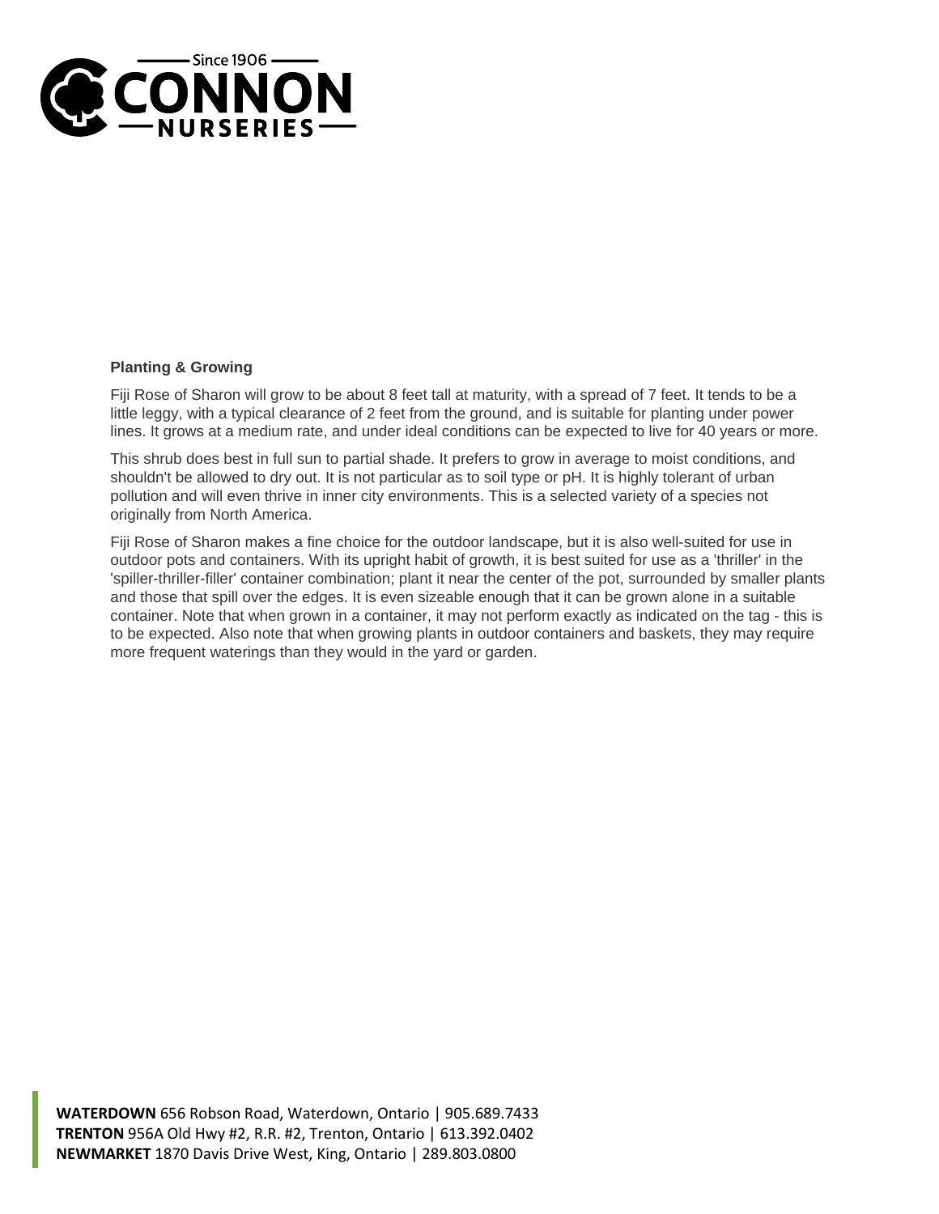### Planting & Growing

Fiji Rose of Sharon will grow to be about 8 feet tall at maturity, with a spread of 7 feet. It tends to be a little leggy, with a typical clearance of 2 feet from the ground, and is suitable for planting under power lines. It grows at a medium rate, and under ideal conditions can be expected to live for 40 years or more.

This shrub does best in full sun to partial shade. It prefers to grow in average to moist conditions, and shouldn't be allowed to dry out. It is not particular as to soil type or pH. It is highly tolerant of urban pollution and will even thrive in inner city environments. This is a selected variety of a species not originally from North America.

Fiji Rose of Sharon makes a fine choice for the outdoor landscape, but it is also well-suited for use in outdoor pots and containers. With its upright habit of growth, it is best suited for use as a 'thriller' in the 'spiller-thriller-filler' container combination; plant it near the center of the pot, surrounded by smaller plants and those that spill over the edges. It is even sizeable enough that it can be grown alone in a suitable container. Note that when grown in a container, it may not perform exactly as indicated on the tag - this is to be expected. Also note that when growing plants in outdoor containers and baskets, they may require more frequent waterings than they would in the yard or garden.